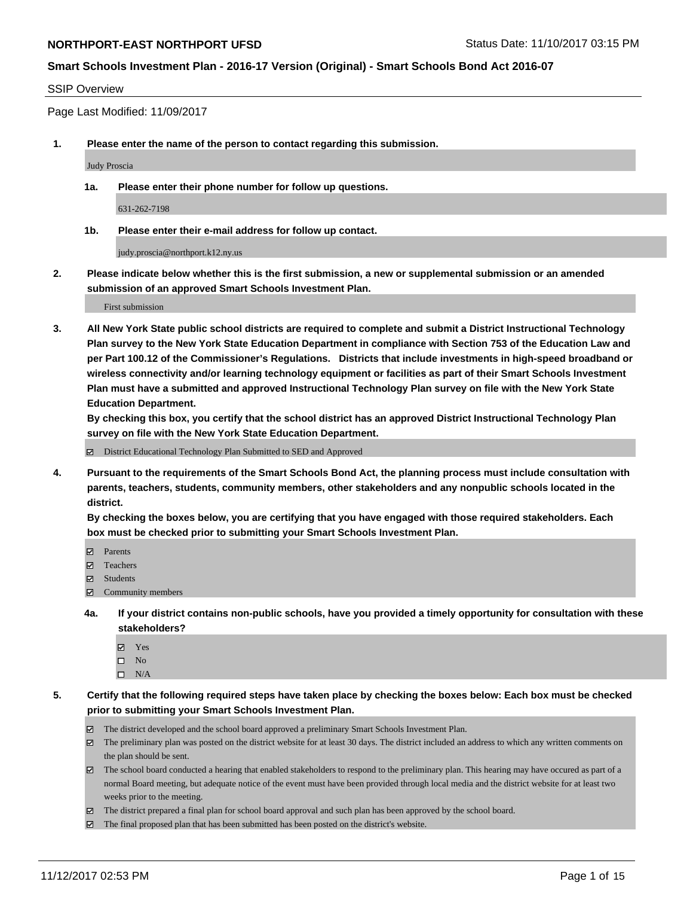**NORTHPORT-EAST NORTHPORT UFSD** Status Date: 11/10/2017 03:15 PM

**Smart Schools Investment Plan - 2016-17 Version (Original) - Smart Schools Bond Act 2016-07**

SSIP Overview

Page Last Modified: 11/09/2017

**1. Please enter the name of the person to contact regarding this submission.**

Judy Proscia

**1a. Please enter their phone number for follow up questions.**

631-262-7198

**1b. Please enter their e-mail address for follow up contact.**

judy.proscia@northport.k12.ny.us

**2. Please indicate below whether this is the first submission, a new or supplemental submission or an amended submission of an approved Smart Schools Investment Plan.**

First submission

**3. All New York State public school districts are required to complete and submit a District Instructional Technology Plan survey to the New York State Education Department in compliance with Section 753 of the Education Law and per Part 100.12 of the Commissioner's Regulations. Districts that include investments in high-speed broadband or wireless connectivity and/or learning technology equipment or facilities as part of their Smart Schools Investment Plan must have a submitted and approved Instructional Technology Plan survey on file with the New York State Education Department.**
**By checking this box, you certify that the school district has an approved District Instructional Technology Plan survey on file with the New York State Education Department.**

☑ District Educational Technology Plan Submitted to SED and Approved

**4. Pursuant to the requirements of the Smart Schools Bond Act, the planning process must include consultation with parents, teachers, students, community members, other stakeholders and any nonpublic schools located in the district.**
**By checking the boxes below, you are certifying that you have engaged with those required stakeholders. Each box must be checked prior to submitting your Smart Schools Investment Plan.**

☑ Parents
☑ Teachers
☑ Students
☑ Community members

**4a. If your district contains non-public schools, have you provided a timely opportunity for consultation with these stakeholders?**

☑ Yes
☐ No
☐ N/A

**5. Certify that the following required steps have taken place by checking the boxes below: Each box must be checked prior to submitting your Smart Schools Investment Plan.**

☑ The district developed and the school board approved a preliminary Smart Schools Investment Plan.
☑ The preliminary plan was posted on the district website for at least 30 days. The district included an address to which any written comments on the plan should be sent.
☑ The school board conducted a hearing that enabled stakeholders to respond to the preliminary plan. This hearing may have occured as part of a normal Board meeting, but adequate notice of the event must have been provided through local media and the district website for at least two weeks prior to the meeting.
☑ The district prepared a final plan for school board approval and such plan has been approved by the school board.
☑ The final proposed plan that has been submitted has been posted on the district's website.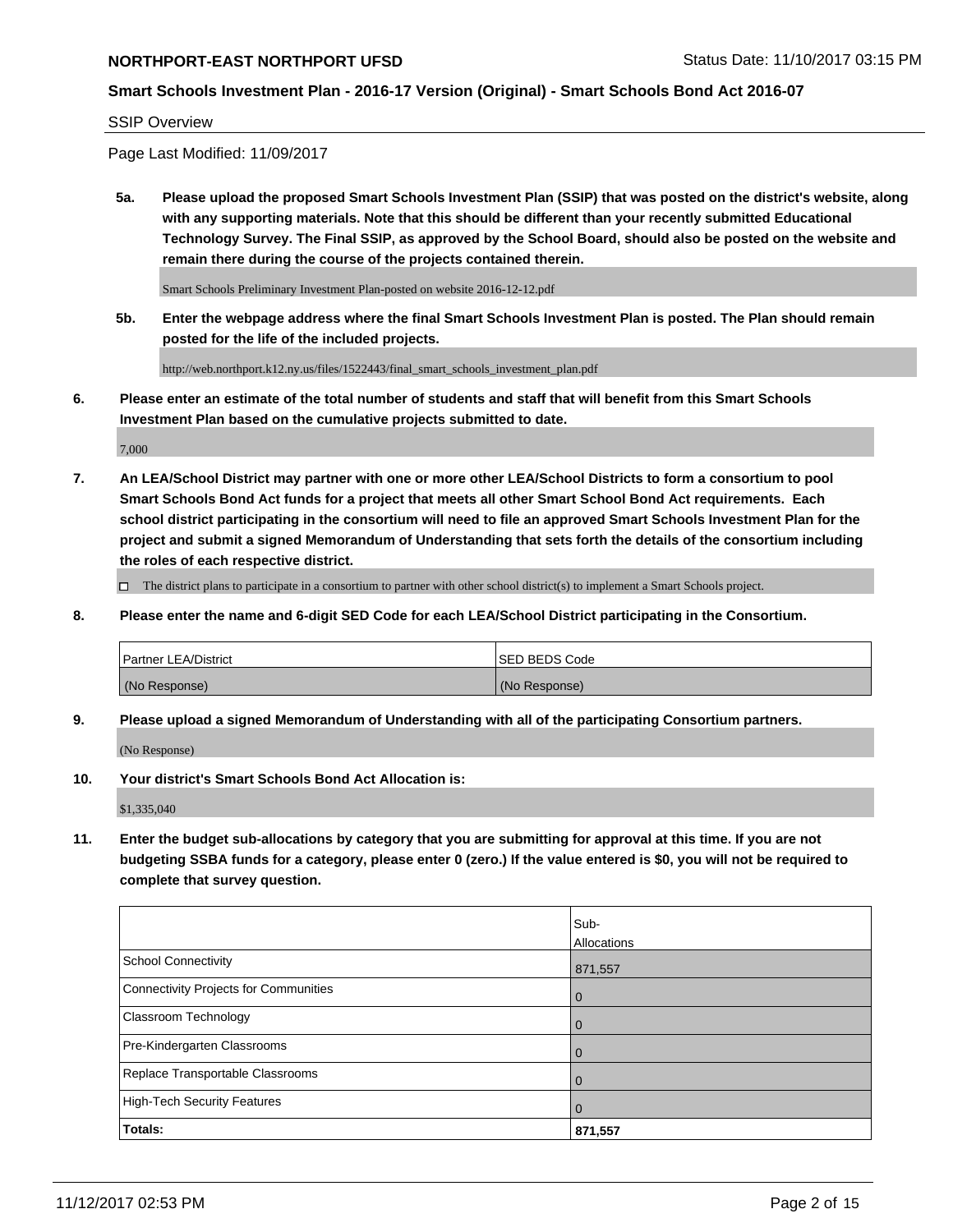**NORTHPORT-EAST NORTHPORT UFSD** Status Date: 11/10/2017 03:15 PM

**Smart Schools Investment Plan - 2016-17 Version (Original) - Smart Schools Bond Act 2016-07**

SSIP Overview

Page Last Modified: 11/09/2017

**5a. Please upload the proposed Smart Schools Investment Plan (SSIP) that was posted on the district's website, along with any supporting materials. Note that this should be different than your recently submitted Educational Technology Survey. The Final SSIP, as approved by the School Board, should also be posted on the website and remain there during the course of the projects contained therein.**

Smart Schools Preliminary Investment Plan-posted on website 2016-12-12.pdf

**5b. Enter the webpage address where the final Smart Schools Investment Plan is posted. The Plan should remain posted for the life of the included projects.**

http://web.northport.k12.ny.us/files/1522443/final_smart_schools_investment_plan.pdf

**6. Please enter an estimate of the total number of students and staff that will benefit from this Smart Schools Investment Plan based on the cumulative projects submitted to date.**

7,000

**7. An LEA/School District may partner with one or more other LEA/School Districts to form a consortium to pool Smart Schools Bond Act funds for a project that meets all other Smart School Bond Act requirements. Each school district participating in the consortium will need to file an approved Smart Schools Investment Plan for the project and submit a signed Memorandum of Understanding that sets forth the details of the consortium including the roles of each respective district.**

☐ The district plans to participate in a consortium to partner with other school district(s) to implement a Smart Schools project.

**8. Please enter the name and 6-digit SED Code for each LEA/School District participating in the Consortium.**

| Partner LEA/District | SED BEDS Code |
|---|---|
| (No Response) | (No Response) |

**9. Please upload a signed Memorandum of Understanding with all of the participating Consortium partners.**

(No Response)

**10. Your district's Smart Schools Bond Act Allocation is:**

$1,335,040

**11. Enter the budget sub-allocations by category that you are submitting for approval at this time. If you are not budgeting SSBA funds for a category, please enter 0 (zero.) If the value entered is $0, you will not be required to complete that survey question.**

| | Sub-Allocations |
|---|---|
| School Connectivity | 871,557 |
| Connectivity Projects for Communities | 0 |
| Classroom Technology | 0 |
| Pre-Kindergarten Classrooms | 0 |
| Replace Transportable Classrooms | 0 |
| High-Tech Security Features | 0 |
| **Totals:** | **871,557** |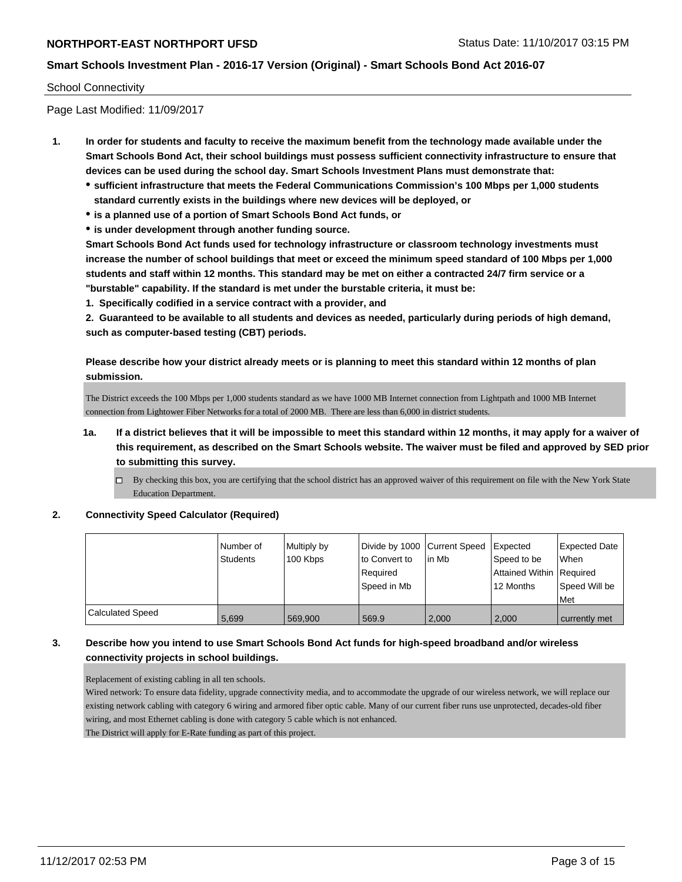School Connectivity

Page Last Modified: 11/09/2017

1. **In order for students and faculty to receive the maximum benefit from the technology made available under the Smart Schools Bond Act, their school buildings must possess sufficient connectivity infrastructure to ensure that devices can be used during the school day. Smart Schools Investment Plans must demonstrate that:**
   - **sufficient infrastructure that meets the Federal Communications Commission's 100 Mbps per 1,000 students standard currently exists in the buildings where new devices will be deployed, or**
   - **is a planned use of a portion of Smart Schools Bond Act funds, or**
   - **is under development through another funding source.**

   **Smart Schools Bond Act funds used for technology infrastructure or classroom technology investments must increase the number of school buildings that meet or exceed the minimum speed standard of 100 Mbps per 1,000 students and staff within 12 months. This standard may be met on either a contracted 24/7 firm service or a "burstable" capability. If the standard is met under the burstable criteria, it must be:**

   **1. Specifically codified in a service contract with a provider, and**

   **2. Guaranteed to be available to all students and devices as needed, particularly during periods of high demand, such as computer-based testing (CBT) periods.**

   **Please describe how your district already meets or is planning to meet this standard within 12 months of plan submission.**

   The District exceeds the 100 Mbps per 1,000 students standard as we have 1000 MB Internet connection from Lightpath and 1000 MB Internet connection from Lightower Fiber Networks for a total of 2000 MB. There are less than 6,000 in district students.

   1a. **If a district believes that it will be impossible to meet this standard within 12 months, it may apply for a waiver of this requirement, as described on the Smart Schools website. The waiver must be filed and approved by SED prior to submitting this survey.**

   - [ ] By checking this box, you are certifying that the school district has an approved waiver of this requirement on file with the New York State Education Department.

2. **Connectivity Speed Calculator (Required)**

| | Number of Students | Multiply by 100 Kbps | Divide by 1000 to Convert to Required Speed in Mb | Current Speed in Mb | Expected Speed to be Attained Within 12 Months | Expected Date When Required Speed Will be Met |
|---|---|---|---|---|---|---|
| Calculated Speed | 5,699 | 569,900 | 569.9 | 2,000 | 2,000 | currently met |

3. **Describe how you intend to use Smart Schools Bond Act funds for high-speed broadband and/or wireless connectivity projects in school buildings.**

   Replacement of existing cabling in all ten schools.
   Wired network: To ensure data fidelity, upgrade connectivity media, and to accommodate the upgrade of our wireless network, we will replace our existing network cabling with category 6 wiring and armored fiber optic cable. Many of our current fiber runs use unprotected, decades-old fiber wiring, and most Ethernet cabling is done with category 5 cable which is not enhanced.
   The District will apply for E-Rate funding as part of this project.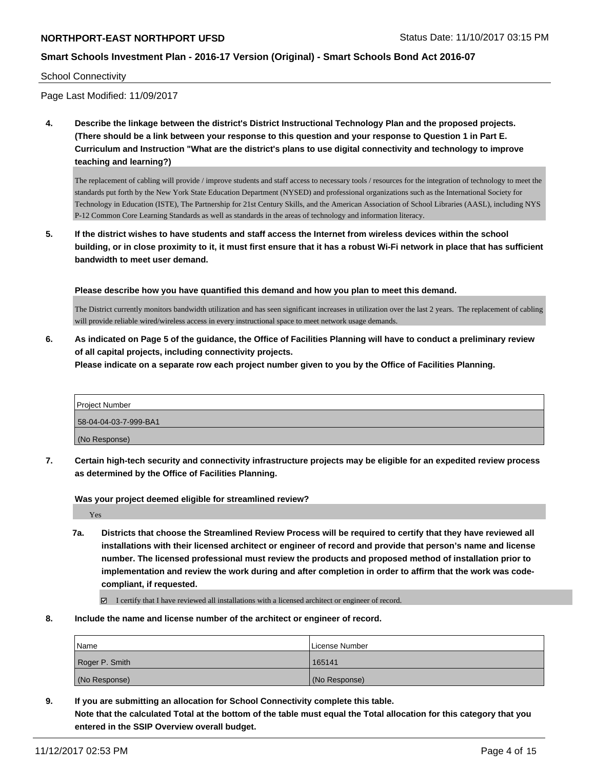School Connectivity

Page Last Modified: 11/09/2017

**4. Describe the linkage between the district's District Instructional Technology Plan and the proposed projects. (There should be a link between your response to this question and your response to Question 1 in Part E. Curriculum and Instruction "What are the district's plans to use digital connectivity and technology to improve teaching and learning?)**

The replacement of cabling will provide / improve students and staff access to necessary tools / resources for the integration of technology to meet the standards put forth by the New York State Education Department (NYSED) and professional organizations such as the International Society for Technology in Education (ISTE), The Partnership for 21st Century Skills, and the American Association of School Libraries (AASL), including NYS P-12 Common Core Learning Standards as well as standards in the areas of technology and information literacy.

**5. If the district wishes to have students and staff access the Internet from wireless devices within the school building, or in close proximity to it, it must first ensure that it has a robust Wi-Fi network in place that has sufficient bandwidth to meet user demand.**

**Please describe how you have quantified this demand and how you plan to meet this demand.**

The District currently monitors bandwidth utilization and has seen significant increases in utilization over the last 2 years. The replacement of cabling will provide reliable wired/wireless access in every instructional space to meet network usage demands.

**6. As indicated on Page 5 of the guidance, the Office of Facilities Planning will have to conduct a preliminary review of all capital projects, including connectivity projects.**
**Please indicate on a separate row each project number given to you by the Office of Facilities Planning.**

| Project Number |
|---|
| 58-04-04-03-7-999-BA1 |
| (No Response) |

**7. Certain high-tech security and connectivity infrastructure projects may be eligible for an expedited review process as determined by the Office of Facilities Planning.**

**Was your project deemed eligible for streamlined review?**

Yes

**7a. Districts that choose the Streamlined Review Process will be required to certify that they have reviewed all installations with their licensed architect or engineer of record and provide that person's name and license number. The licensed professional must review the products and proposed method of installation prior to implementation and review the work during and after completion in order to affirm that the work was code-compliant, if requested.**

☑ I certify that I have reviewed all installations with a licensed architect or engineer of record.

**8. Include the name and license number of the architect or engineer of record.**

| Name | License Number |
|---|---|
| Roger P. Smith | 165141 |
| (No Response) | (No Response) |

**9. If you are submitting an allocation for School Connectivity complete this table. Note that the calculated Total at the bottom of the table must equal the Total allocation for this category that you entered in the SSIP Overview overall budget.**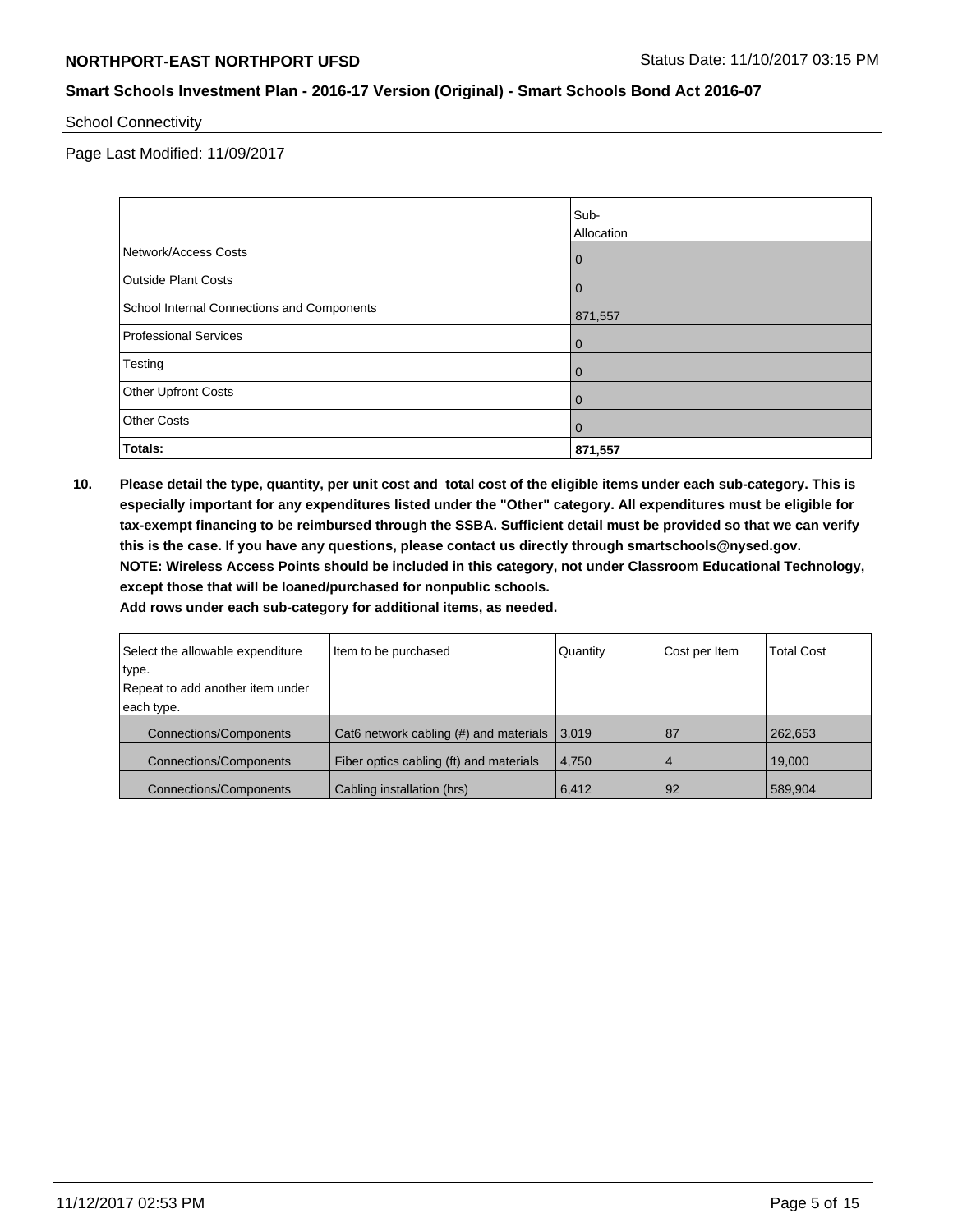School Connectivity

Page Last Modified: 11/09/2017

| | Sub-Allocation |
|---|---|
| Network/Access Costs | 0 |
| Outside Plant Costs | 0 |
| School Internal Connections and Components | 871,557 |
| Professional Services | 0 |
| Testing | 0 |
| Other Upfront Costs | 0 |
| Other Costs | 0 |
| **Totals:** | **871,557** |

**10. Please detail the type, quantity, per unit cost and total cost of the eligible items under each sub-category. This is especially important for any expenditures listed under the "Other" category. All expenditures must be eligible for tax-exempt financing to be reimbursed through the SSBA. Sufficient detail must be provided so that we can verify this is the case. If you have any questions, please contact us directly through smartschools@nysed.gov.**
**NOTE: Wireless Access Points should be included in this category, not under Classroom Educational Technology, except those that will be loaned/purchased for nonpublic schools.**
**Add rows under each sub-category for additional items, as needed.**

| Select the allowable expenditure type. Repeat to add another item under each type. | Item to be purchased | Quantity | Cost per Item | Total Cost |
|---|---|---|---|---|
| Connections/Components | Cat6 network cabling (#) and materials | 3,019 | 87 | 262,653 |
| Connections/Components | Fiber optics cabling (ft) and materials | 4,750 | 4 | 19,000 |
| Connections/Components | Cabling installation (hrs) | 6,412 | 92 | 589,904 |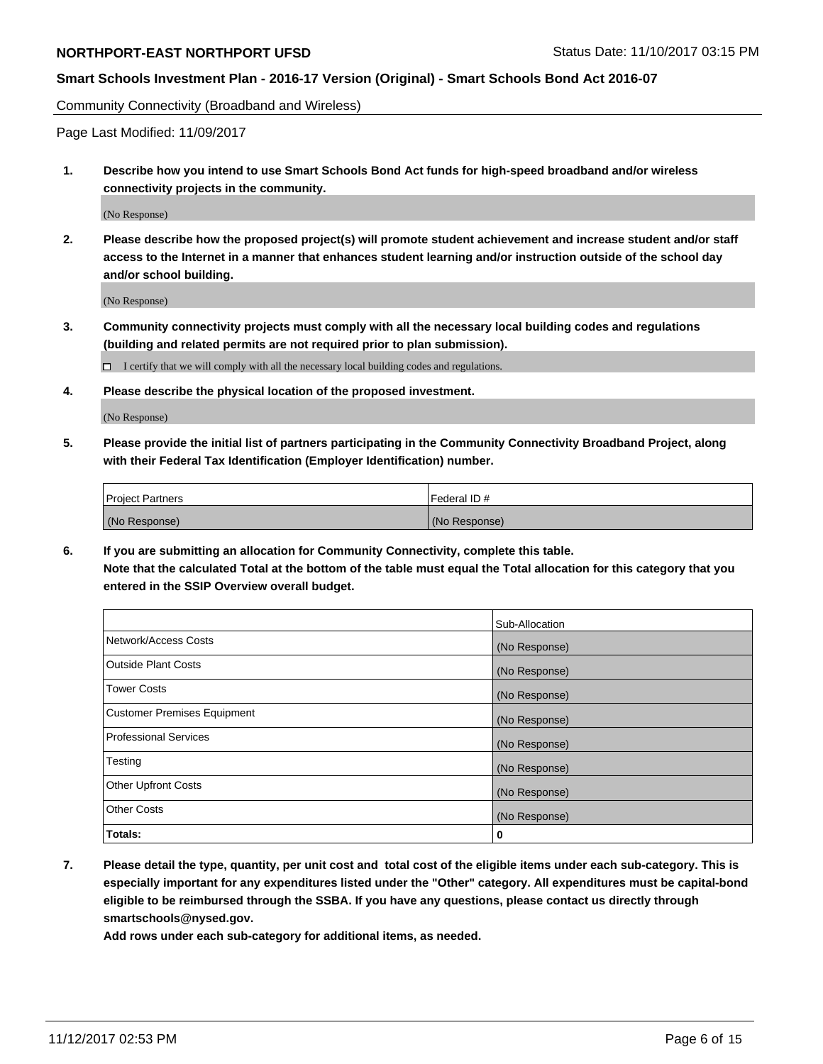Community Connectivity (Broadband and Wireless)

Page Last Modified: 11/09/2017

**1. Describe how you intend to use Smart Schools Bond Act funds for high-speed broadband and/or wireless connectivity projects in the community.**

(No Response)

**2. Please describe how the proposed project(s) will promote student achievement and increase student and/or staff access to the Internet in a manner that enhances student learning and/or instruction outside of the school day and/or school building.**

(No Response)

**3. Community connectivity projects must comply with all the necessary local building codes and regulations (building and related permits are not required prior to plan submission).**

☐ I certify that we will comply with all the necessary local building codes and regulations.

**4. Please describe the physical location of the proposed investment.**

(No Response)

**5. Please provide the initial list of partners participating in the Community Connectivity Broadband Project, along with their Federal Tax Identification (Employer Identification) number.**

| Project Partners | Federal ID # |
|---|---|
| (No Response) | (No Response) |

**6. If you are submitting an allocation for Community Connectivity, complete this table.**
**Note that the calculated Total at the bottom of the table must equal the Total allocation for this category that you entered in the SSIP Overview overall budget.**

| | Sub-Allocation |
|---|---|
| Network/Access Costs | (No Response) |
| Outside Plant Costs | (No Response) |
| Tower Costs | (No Response) |
| Customer Premises Equipment | (No Response) |
| Professional Services | (No Response) |
| Testing | (No Response) |
| Other Upfront Costs | (No Response) |
| Other Costs | (No Response) |
| **Totals:** | **0** |

**7. Please detail the type, quantity, per unit cost and total cost of the eligible items under each sub-category. This is especially important for any expenditures listed under the "Other" category. All expenditures must be capital-bond eligible to be reimbursed through the SSBA. If you have any questions, please contact us directly through smartschools@nysed.gov.**

**Add rows under each sub-category for additional items, as needed.**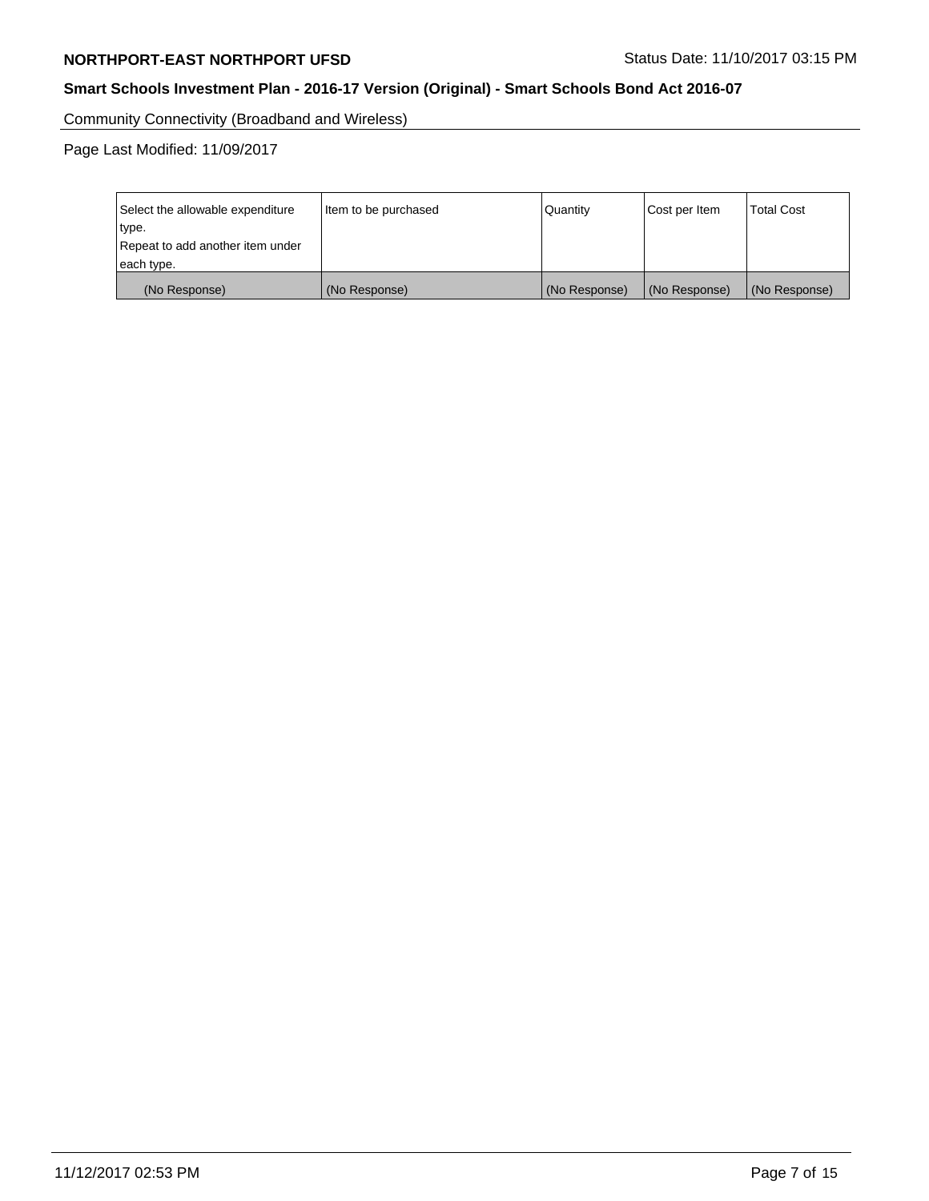Community Connectivity (Broadband and Wireless)

Page Last Modified: 11/09/2017

| Select the allowable expenditure type. Repeat to add another item under each type. | Item to be purchased | Quantity | Cost per Item | Total Cost |
| --- | --- | --- | --- | --- |
| (No Response) | (No Response) | (No Response) | (No Response) | (No Response) |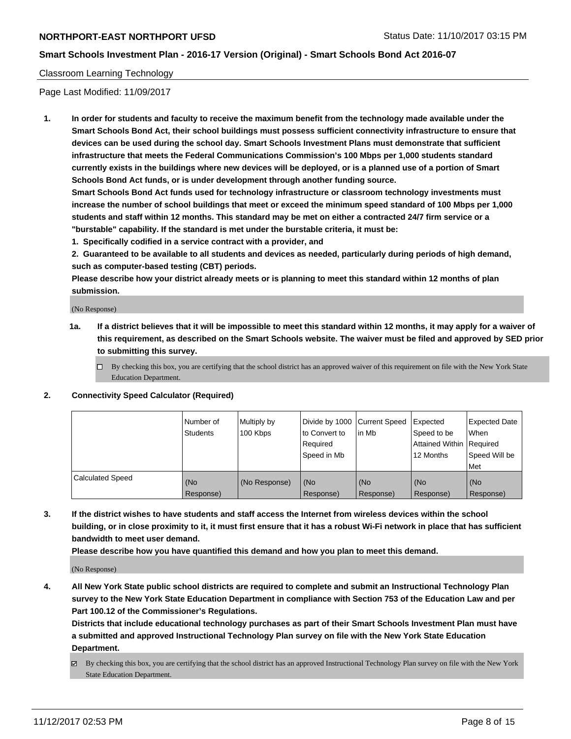Classroom Learning Technology

Page Last Modified: 11/09/2017

1. **In order for students and faculty to receive the maximum benefit from the technology made available under the Smart Schools Bond Act, their school buildings must possess sufficient connectivity infrastructure to ensure that devices can be used during the school day. Smart Schools Investment Plans must demonstrate that sufficient infrastructure that meets the Federal Communications Commission's 100 Mbps per 1,000 students standard currently exists in the buildings where new devices will be deployed, or is a planned use of a portion of Smart Schools Bond Act funds, or is under development through another funding source.**

   **Smart Schools Bond Act funds used for technology infrastructure or classroom technology investments must increase the number of school buildings that meet or exceed the minimum speed standard of 100 Mbps per 1,000 students and staff within 12 months. This standard may be met on either a contracted 24/7 firm service or a "burstable" capability. If the standard is met under the burstable criteria, it must be:**

   **1. Specifically codified in a service contract with a provider, and**

   **2. Guaranteed to be available to all students and devices as needed, particularly during periods of high demand, such as computer-based testing (CBT) periods.**

   **Please describe how your district already meets or is planning to meet this standard within 12 months of plan submission.**

   (No Response)

   **1a. If a district believes that it will be impossible to meet this standard within 12 months, it may apply for a waiver of this requirement, as described on the Smart Schools website. The waiver must be filed and approved by SED prior to submitting this survey.**

   ☐ By checking this box, you are certifying that the school district has an approved waiver of this requirement on file with the New York State Education Department.

2. **Connectivity Speed Calculator (Required)**

| | Number of Students | Multiply by 100 Kbps | Divide by 1000 to Convert to Required Speed in Mb | Current Speed in Mb | Expected Speed to be Attained Within 12 Months | Expected Date When Required Speed Will be Met |
|---|---|---|---|---|---|---|
| Calculated Speed | (No Response) | (No Response) | (No Response) | (No Response) | (No Response) | (No Response) |

3. **If the district wishes to have students and staff access the Internet from wireless devices within the school building, or in close proximity to it, it must first ensure that it has a robust Wi-Fi network in place that has sufficient bandwidth to meet user demand.**

   **Please describe how you have quantified this demand and how you plan to meet this demand.**

   (No Response)

4. **All New York State public school districts are required to complete and submit an Instructional Technology Plan survey to the New York State Education Department in compliance with Section 753 of the Education Law and per Part 100.12 of the Commissioner's Regulations.**

   **Districts that include educational technology purchases as part of their Smart Schools Investment Plan must have a submitted and approved Instructional Technology Plan survey on file with the New York State Education Department.**

   ☑ By checking this box, you are certifying that the school district has an approved Instructional Technology Plan survey on file with the New York State Education Department.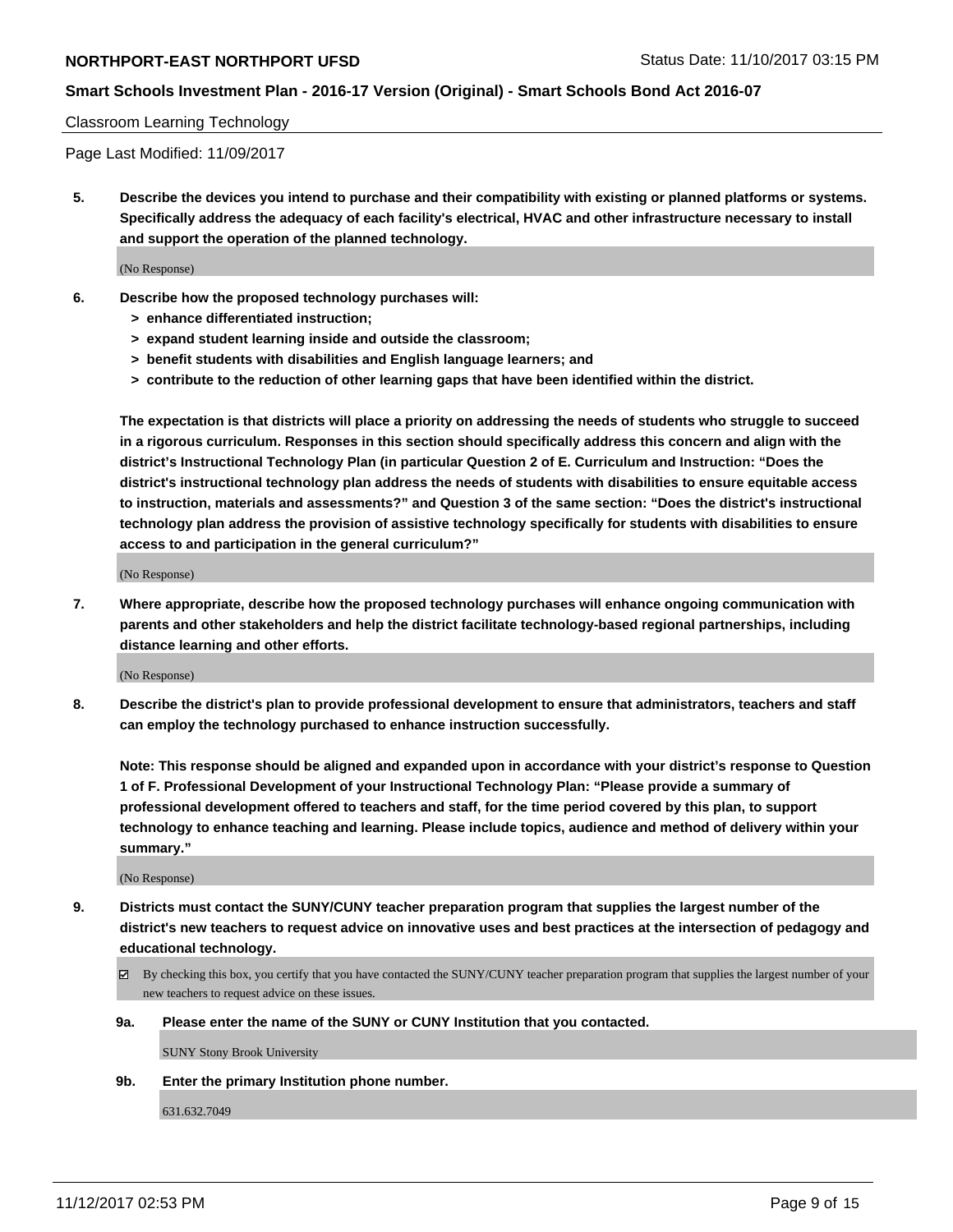Classroom Learning Technology

Page Last Modified: 11/09/2017

**5. Describe the devices you intend to purchase and their compatibility with existing or planned platforms or systems. Specifically address the adequacy of each facility's electrical, HVAC and other infrastructure necessary to install and support the operation of the planned technology.**

(No Response)

**6. Describe how the proposed technology purchases will:**
- **> enhance differentiated instruction;**
- **> expand student learning inside and outside the classroom;**
- **> benefit students with disabilities and English language learners; and**
- **> contribute to the reduction of other learning gaps that have been identified within the district.**

**The expectation is that districts will place a priority on addressing the needs of students who struggle to succeed in a rigorous curriculum. Responses in this section should specifically address this concern and align with the district's Instructional Technology Plan (in particular Question 2 of E. Curriculum and Instruction: "Does the district's instructional technology plan address the needs of students with disabilities to ensure equitable access to instruction, materials and assessments?" and Question 3 of the same section: "Does the district's instructional technology plan address the provision of assistive technology specifically for students with disabilities to ensure access to and participation in the general curriculum?"**

(No Response)

**7. Where appropriate, describe how the proposed technology purchases will enhance ongoing communication with parents and other stakeholders and help the district facilitate technology-based regional partnerships, including distance learning and other efforts.**

(No Response)

**8. Describe the district's plan to provide professional development to ensure that administrators, teachers and staff can employ the technology purchased to enhance instruction successfully.**

**Note: This response should be aligned and expanded upon in accordance with your district's response to Question 1 of F. Professional Development of your Instructional Technology Plan: "Please provide a summary of professional development offered to teachers and staff, for the time period covered by this plan, to support technology to enhance teaching and learning. Please include topics, audience and method of delivery within your summary."**

(No Response)

**9. Districts must contact the SUNY/CUNY teacher preparation program that supplies the largest number of the district's new teachers to request advice on innovative uses and best practices at the intersection of pedagogy and educational technology.**

☑ By checking this box, you certify that you have contacted the SUNY/CUNY teacher preparation program that supplies the largest number of your new teachers to request advice on these issues.

**9a. Please enter the name of the SUNY or CUNY Institution that you contacted.**

SUNY Stony Brook University

**9b. Enter the primary Institution phone number.**

631.632.7049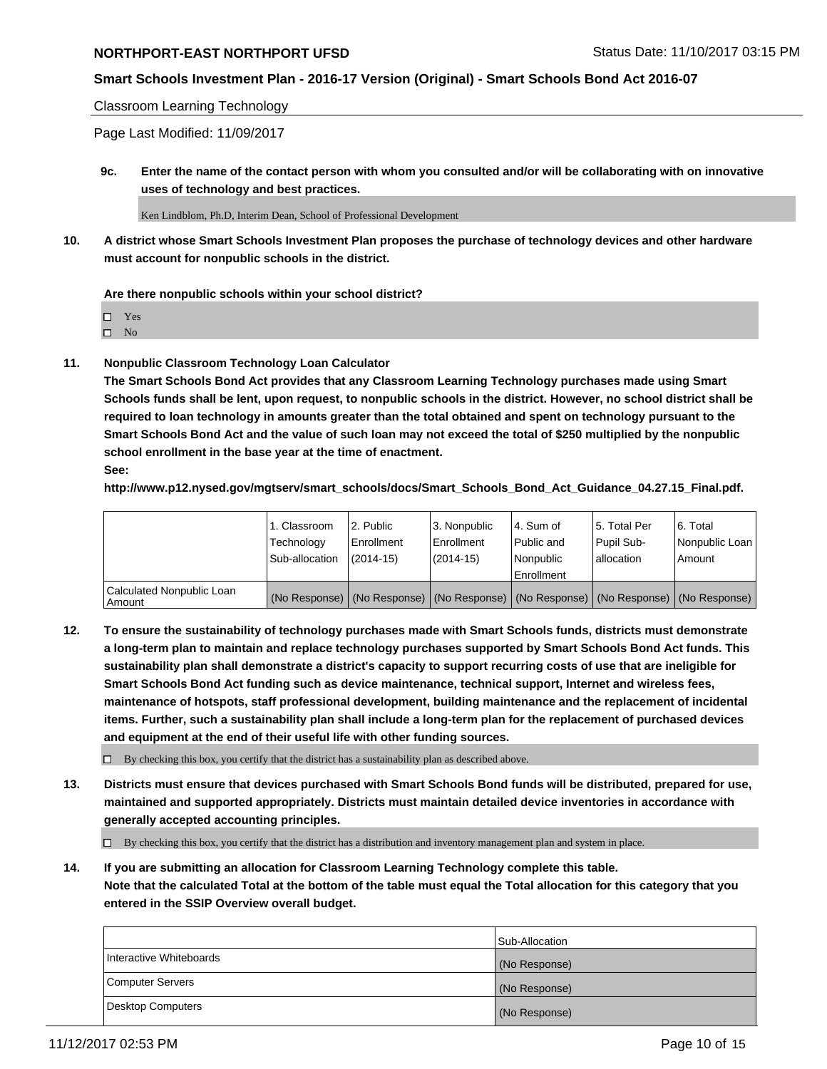Classroom Learning Technology

Page Last Modified: 11/09/2017

**9c. Enter the name of the contact person with whom you consulted and/or will be collaborating with on innovative uses of technology and best practices.**

Ken Lindblom, Ph.D, Interim Dean, School of Professional Development

**10. A district whose Smart Schools Investment Plan proposes the purchase of technology devices and other hardware must account for nonpublic schools in the district.**

**Are there nonpublic schools within your school district?**

- ☐ Yes
- ☐ No

**11. Nonpublic Classroom Technology Loan Calculator**

**The Smart Schools Bond Act provides that any Classroom Learning Technology purchases made using Smart Schools funds shall be lent, upon request, to nonpublic schools in the district. However, no school district shall be required to loan technology in amounts greater than the total obtained and spent on technology pursuant to the Smart Schools Bond Act and the value of such loan may not exceed the total of $250 multiplied by the nonpublic school enrollment in the base year at the time of enactment.**

**See:**

**http://www.p12.nysed.gov/mgtserv/smart_schools/docs/Smart_Schools_Bond_Act_Guidance_04.27.15_Final.pdf.**

| | 1. Classroom Technology Sub-allocation | 2. Public Enrollment (2014-15) | 3. Nonpublic Enrollment (2014-15) | 4. Sum of Public and Nonpublic Enrollment | 5. Total Per Pupil Sub-allocation | 6. Total Nonpublic Loan Amount |
|---|---|---|---|---|---|---|
| Calculated Nonpublic Loan Amount | (No Response) | (No Response) | (No Response) | (No Response) | (No Response) | (No Response) |

**12. To ensure the sustainability of technology purchases made with Smart Schools funds, districts must demonstrate a long-term plan to maintain and replace technology purchases supported by Smart Schools Bond Act funds. This sustainability plan shall demonstrate a district's capacity to support recurring costs of use that are ineligible for Smart Schools Bond Act funding such as device maintenance, technical support, Internet and wireless fees, maintenance of hotspots, staff professional development, building maintenance and the replacement of incidental items. Further, such a sustainability plan shall include a long-term plan for the replacement of purchased devices and equipment at the end of their useful life with other funding sources.**

- ☐ By checking this box, you certify that the district has a sustainability plan as described above.

**13. Districts must ensure that devices purchased with Smart Schools Bond funds will be distributed, prepared for use, maintained and supported appropriately. Districts must maintain detailed device inventories in accordance with generally accepted accounting principles.**

- ☐ By checking this box, you certify that the district has a distribution and inventory management plan and system in place.

**14. If you are submitting an allocation for Classroom Learning Technology complete this table. Note that the calculated Total at the bottom of the table must equal the Total allocation for this category that you entered in the SSIP Overview overall budget.**

| | Sub-Allocation |
|---|---|
| Interactive Whiteboards | (No Response) |
| Computer Servers | (No Response) |
| Desktop Computers | (No Response) |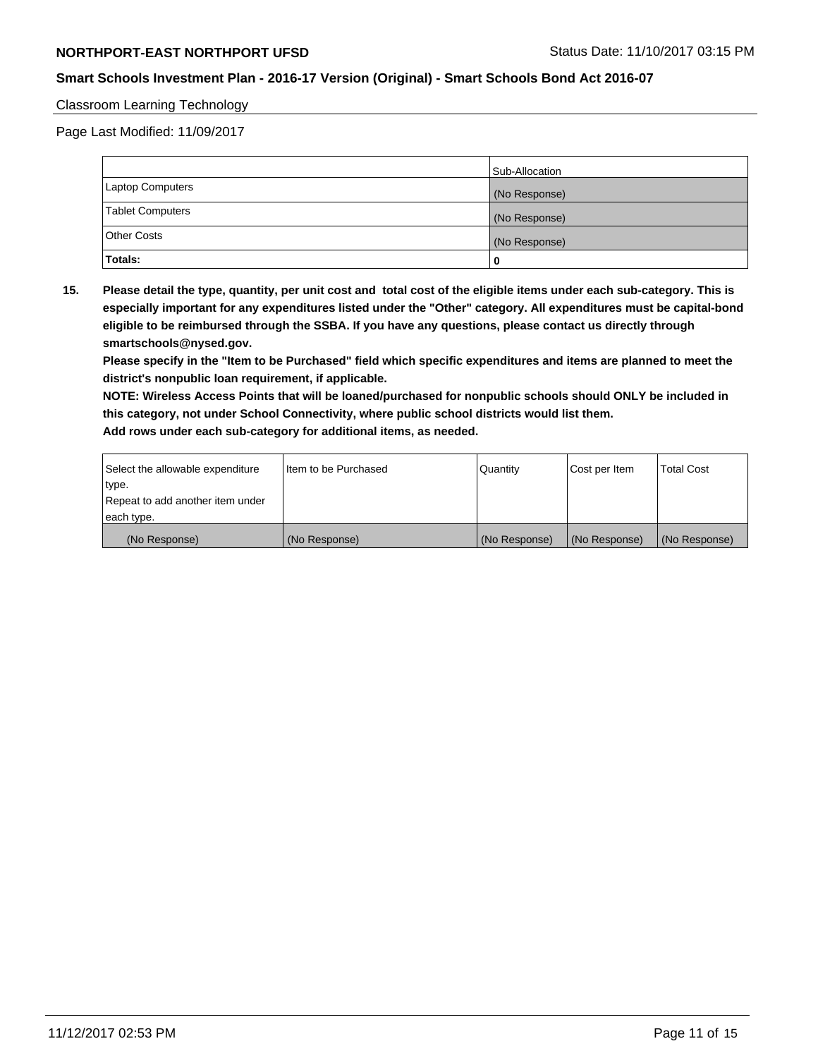Classroom Learning Technology

Page Last Modified: 11/09/2017

| | Sub-Allocation |
|---|---|
| Laptop Computers | (No Response) |
| Tablet Computers | (No Response) |
| Other Costs | (No Response) |
| **Totals:** | **0** |

**15. Please detail the type, quantity, per unit cost and total cost of the eligible items under each sub-category. This is especially important for any expenditures listed under the "Other" category. All expenditures must be capital-bond eligible to be reimbursed through the SSBA. If you have any questions, please contact us directly through smartschools@nysed.gov.**

**Please specify in the "Item to be Purchased" field which specific expenditures and items are planned to meet the district's nonpublic loan requirement, if applicable.**

**NOTE: Wireless Access Points that will be loaned/purchased for nonpublic schools should ONLY be included in this category, not under School Connectivity, where public school districts would list them.**

**Add rows under each sub-category for additional items, as needed.**

| Select the allowable expenditure type. Repeat to add another item under each type. | Item to be Purchased | Quantity | Cost per Item | Total Cost |
|---|---|---|---|---|
| (No Response) | (No Response) | (No Response) | (No Response) | (No Response) |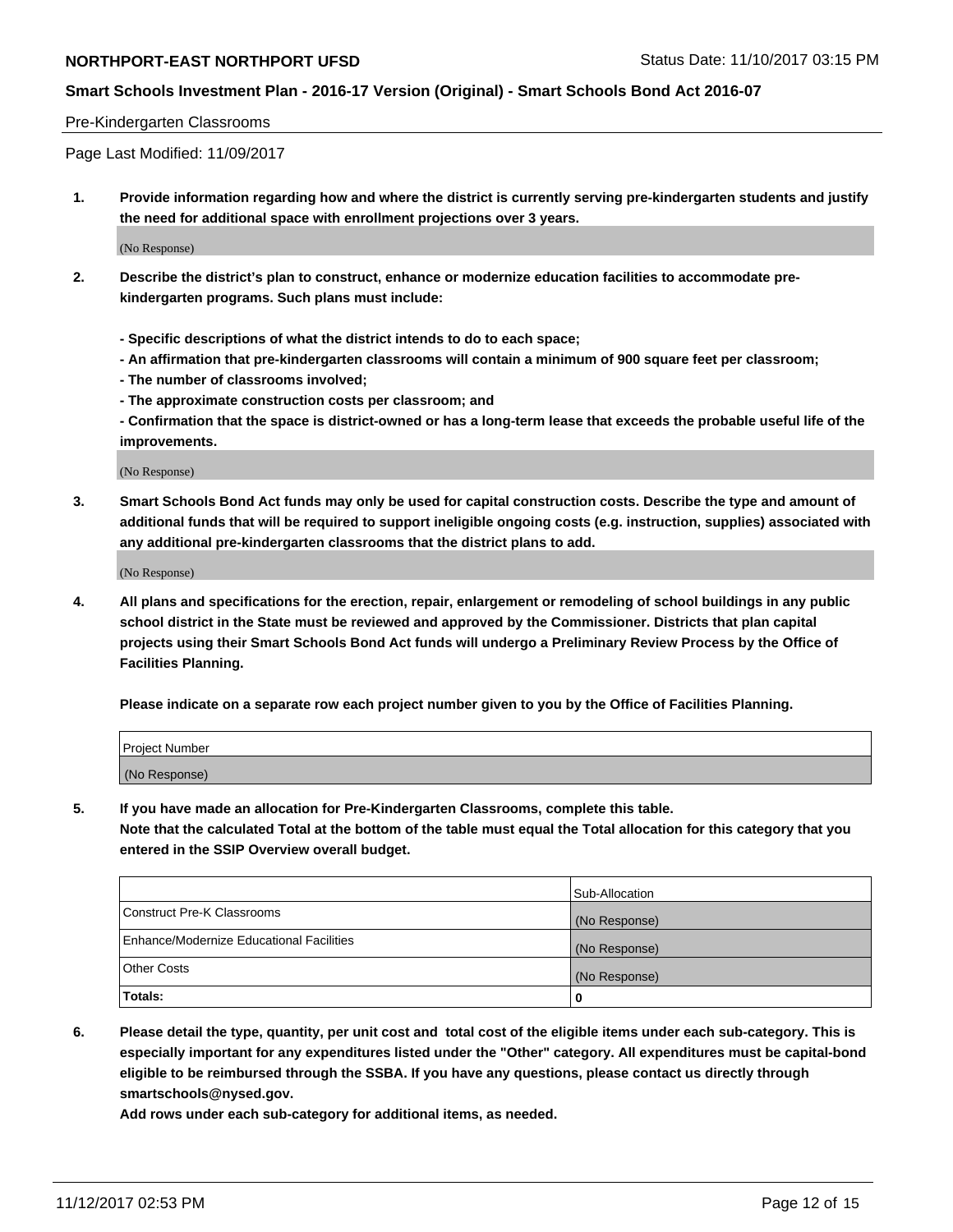Pre-Kindergarten Classrooms

Page Last Modified: 11/09/2017

**1. Provide information regarding how and where the district is currently serving pre-kindergarten students and justify the need for additional space with enrollment projections over 3 years.**

(No Response)

**2. Describe the district's plan to construct, enhance or modernize education facilities to accommodate pre-kindergarten programs. Such plans must include:**

**- Specific descriptions of what the district intends to do to each space;**
**- An affirmation that pre-kindergarten classrooms will contain a minimum of 900 square feet per classroom;**
**- The number of classrooms involved;**
**- The approximate construction costs per classroom; and**
**- Confirmation that the space is district-owned or has a long-term lease that exceeds the probable useful life of the improvements.**

(No Response)

**3. Smart Schools Bond Act funds may only be used for capital construction costs. Describe the type and amount of additional funds that will be required to support ineligible ongoing costs (e.g. instruction, supplies) associated with any additional pre-kindergarten classrooms that the district plans to add.**

(No Response)

**4. All plans and specifications for the erection, repair, enlargement or remodeling of school buildings in any public school district in the State must be reviewed and approved by the Commissioner. Districts that plan capital projects using their Smart Schools Bond Act funds will undergo a Preliminary Review Process by the Office of Facilities Planning.**

**Please indicate on a separate row each project number given to you by the Office of Facilities Planning.**

| Project Number |
| --- |
| (No Response) |

**5. If you have made an allocation for Pre-Kindergarten Classrooms, complete this table.**
**Note that the calculated Total at the bottom of the table must equal the Total allocation for this category that you entered in the SSIP Overview overall budget.**

| | Sub-Allocation |
| --- | --- |
| Construct Pre-K Classrooms | (No Response) |
| Enhance/Modernize Educational Facilities | (No Response) |
| Other Costs | (No Response) |
| **Totals:** | **0** |

**6. Please detail the type, quantity, per unit cost and total cost of the eligible items under each sub-category. This is especially important for any expenditures listed under the "Other" category. All expenditures must be capital-bond eligible to be reimbursed through the SSBA. If you have any questions, please contact us directly through smartschools@nysed.gov.**

**Add rows under each sub-category for additional items, as needed.**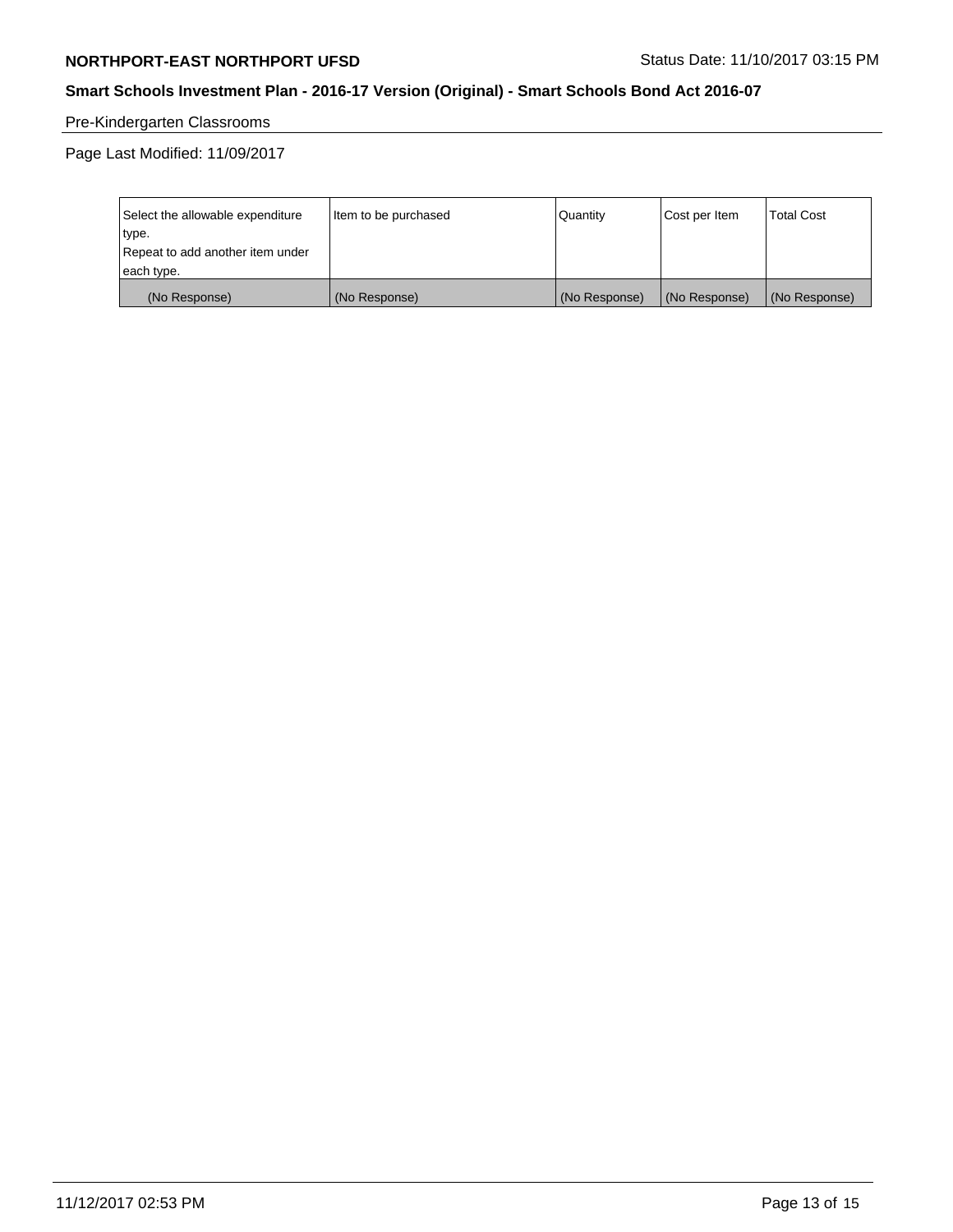Pre-Kindergarten Classrooms

Page Last Modified: 11/09/2017

| Select the allowable expenditure type. Repeat to add another item under each type. | Item to be purchased | Quantity | Cost per Item | Total Cost |
|---|---|---|---|---|
| (No Response) | (No Response) | (No Response) | (No Response) | (No Response) |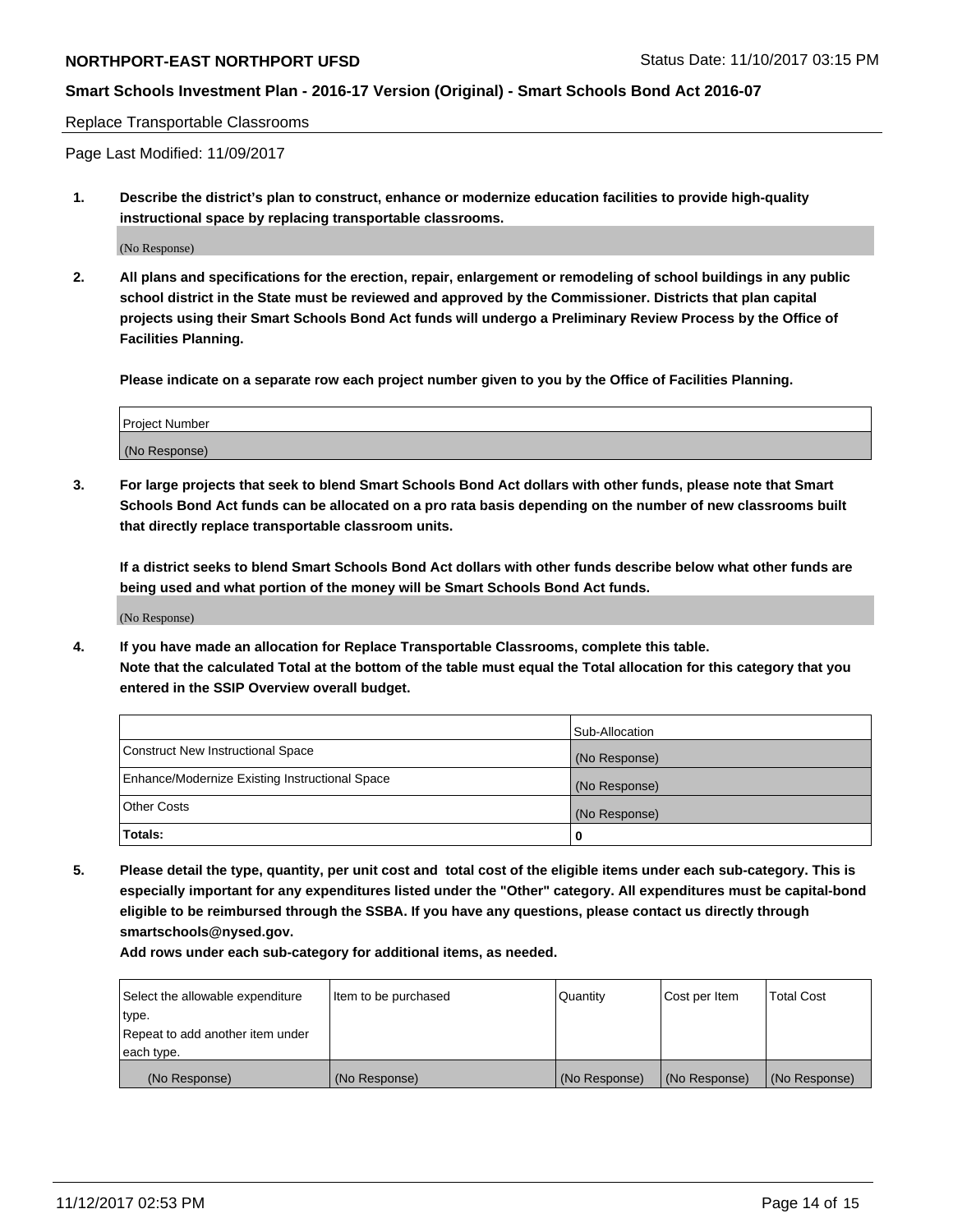Replace Transportable Classrooms

Page Last Modified: 11/09/2017

**1. Describe the district's plan to construct, enhance or modernize education facilities to provide high-quality instructional space by replacing transportable classrooms.**

(No Response)

**2. All plans and specifications for the erection, repair, enlargement or remodeling of school buildings in any public school district in the State must be reviewed and approved by the Commissioner. Districts that plan capital projects using their Smart Schools Bond Act funds will undergo a Preliminary Review Process by the Office of Facilities Planning.**

**Please indicate on a separate row each project number given to you by the Office of Facilities Planning.**

| Project Number |
|---|
| (No Response) |

**3. For large projects that seek to blend Smart Schools Bond Act dollars with other funds, please note that Smart Schools Bond Act funds can be allocated on a pro rata basis depending on the number of new classrooms built that directly replace transportable classroom units.**

**If a district seeks to blend Smart Schools Bond Act dollars with other funds describe below what other funds are being used and what portion of the money will be Smart Schools Bond Act funds.**

(No Response)

**4. If you have made an allocation for Replace Transportable Classrooms, complete this table. Note that the calculated Total at the bottom of the table must equal the Total allocation for this category that you entered in the SSIP Overview overall budget.**

| | Sub-Allocation |
|---|---|
| Construct New Instructional Space | (No Response) |
| Enhance/Modernize Existing Instructional Space | (No Response) |
| Other Costs | (No Response) |
| **Totals:** | **0** |

**5. Please detail the type, quantity, per unit cost and total cost of the eligible items under each sub-category. This is especially important for any expenditures listed under the "Other" category. All expenditures must be capital-bond eligible to be reimbursed through the SSBA. If you have any questions, please contact us directly through smartschools@nysed.gov.**

**Add rows under each sub-category for additional items, as needed.**

| Select the allowable expenditure type. Repeat to add another item under each type. | Item to be purchased | Quantity | Cost per Item | Total Cost |
|---|---|---|---|---|
| (No Response) | (No Response) | (No Response) | (No Response) | (No Response) |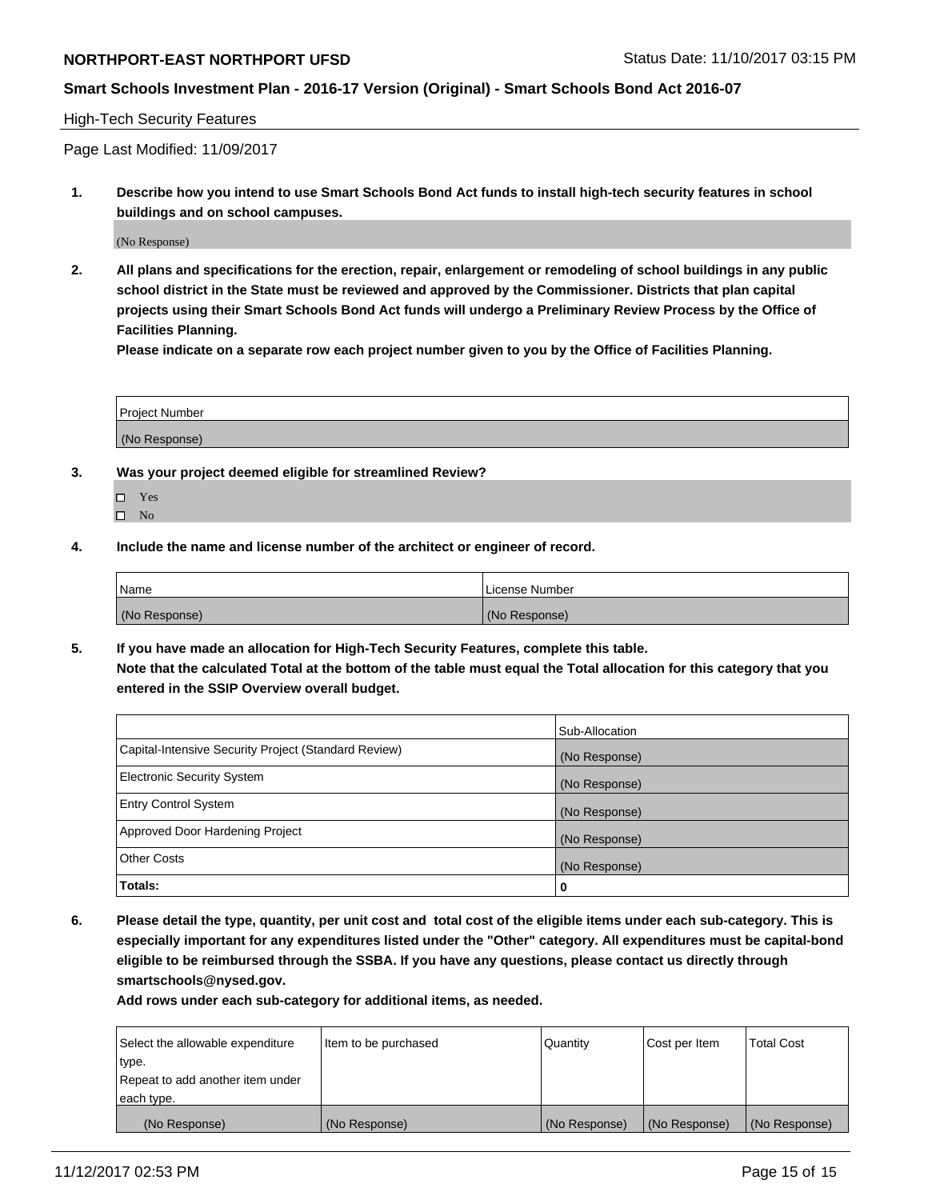## High-Tech Security Features

Page Last Modified: 11/09/2017

**1. Describe how you intend to use Smart Schools Bond Act funds to install high-tech security features in school buildings and on school campuses.**

(No Response)

**2. All plans and specifications for the erection, repair, enlargement or remodeling of school buildings in any public school district in the State must be reviewed and approved by the Commissioner. Districts that plan capital projects using their Smart Schools Bond Act funds will undergo a Preliminary Review Process by the Office of Facilities Planning.**

**Please indicate on a separate row each project number given to you by the Office of Facilities Planning.**

| Project Number |
| --- |
| (No Response) |

**3. Was your project deemed eligible for streamlined Review?**

- ☐ Yes
- ☐ No

**4. Include the name and license number of the architect or engineer of record.**

| Name | License Number |
| --- | --- |
| (No Response) | (No Response) |

**5. If you have made an allocation for High-Tech Security Features, complete this table.**
**Note that the calculated Total at the bottom of the table must equal the Total allocation for this category that you entered in the SSIP Overview overall budget.**

| | Sub-Allocation |
| --- | --- |
| Capital-Intensive Security Project (Standard Review) | (No Response) |
| Electronic Security System | (No Response) |
| Entry Control System | (No Response) |
| Approved Door Hardening Project | (No Response) |
| Other Costs | (No Response) |
| **Totals:** | **0** |

**6. Please detail the type, quantity, per unit cost and total cost of the eligible items under each sub-category. This is especially important for any expenditures listed under the "Other" category. All expenditures must be capital-bond eligible to be reimbursed through the SSBA. If you have any questions, please contact us directly through smartschools@nysed.gov.**

**Add rows under each sub-category for additional items, as needed.**

| Select the allowable expenditure type. Repeat to add another item under each type. | Item to be purchased | Quantity | Cost per Item | Total Cost |
| --- | --- | --- | --- | --- |
| (No Response) | (No Response) | (No Response) | (No Response) | (No Response) |